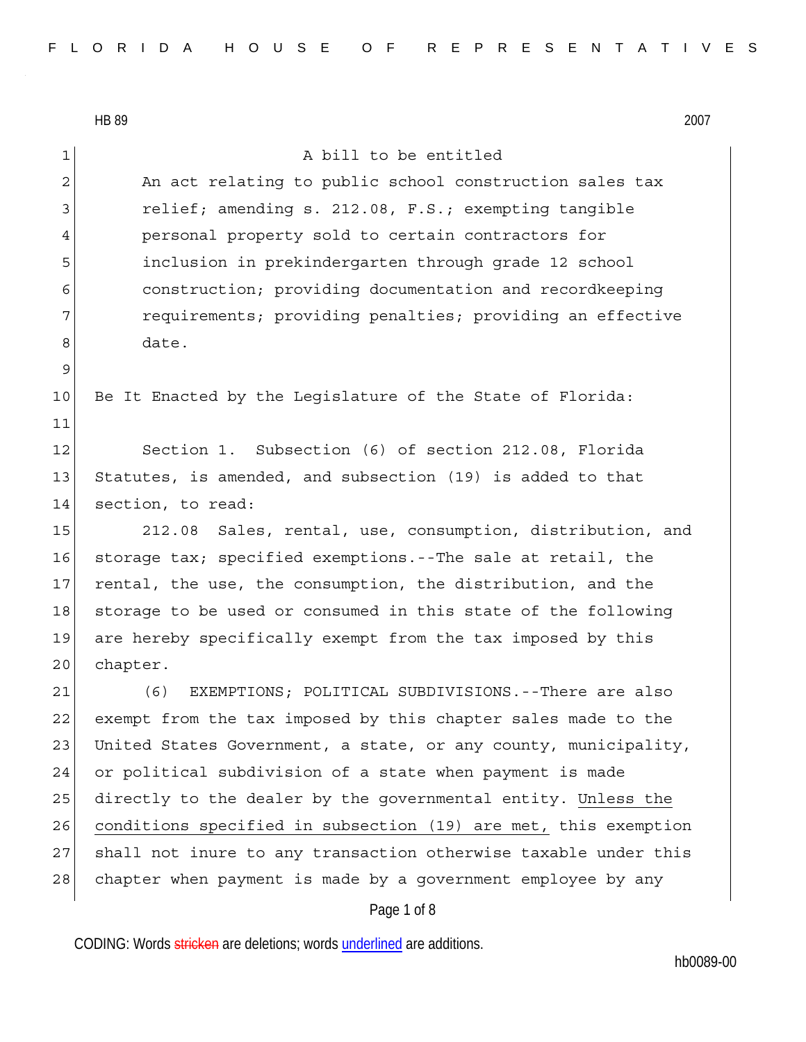HB 89 2007

A bill to be entitled

An act relating to public school construction sales tax relief; amending s. 212.08, F.S.; exempting tangible personal property sold to certain contractors for inclusion in prekindergarten through grade 12 school construction; providing documentation and recordkeeping requirements; providing penalties; providing an effective date.

Be It Enacted by the Legislature of the State of Florida:

Section 1. Subsection (6) of section 212.08, Florida Statutes, is amended, and subsection (19) is added to that section, to read:

212.08 Sales, rental, use, consumption, distribution, and storage tax; specified exemptions.--The sale at retail, the rental, the use, the consumption, the distribution, and the storage to be used or consumed in this state of the following are hereby specifically exempt from the tax imposed by this chapter.

(6) EXEMPTIONS; POLITICAL SUBDIVISIONS.--There are also exempt from the tax imposed by this chapter sales made to the United States Government, a state, or any county, municipality, or political subdivision of a state when payment is made directly to the dealer by the governmental entity. Unless the conditions specified in subsection (19) are met, this exemption shall not inure to any transaction otherwise taxable under this chapter when payment is made by a government employee by any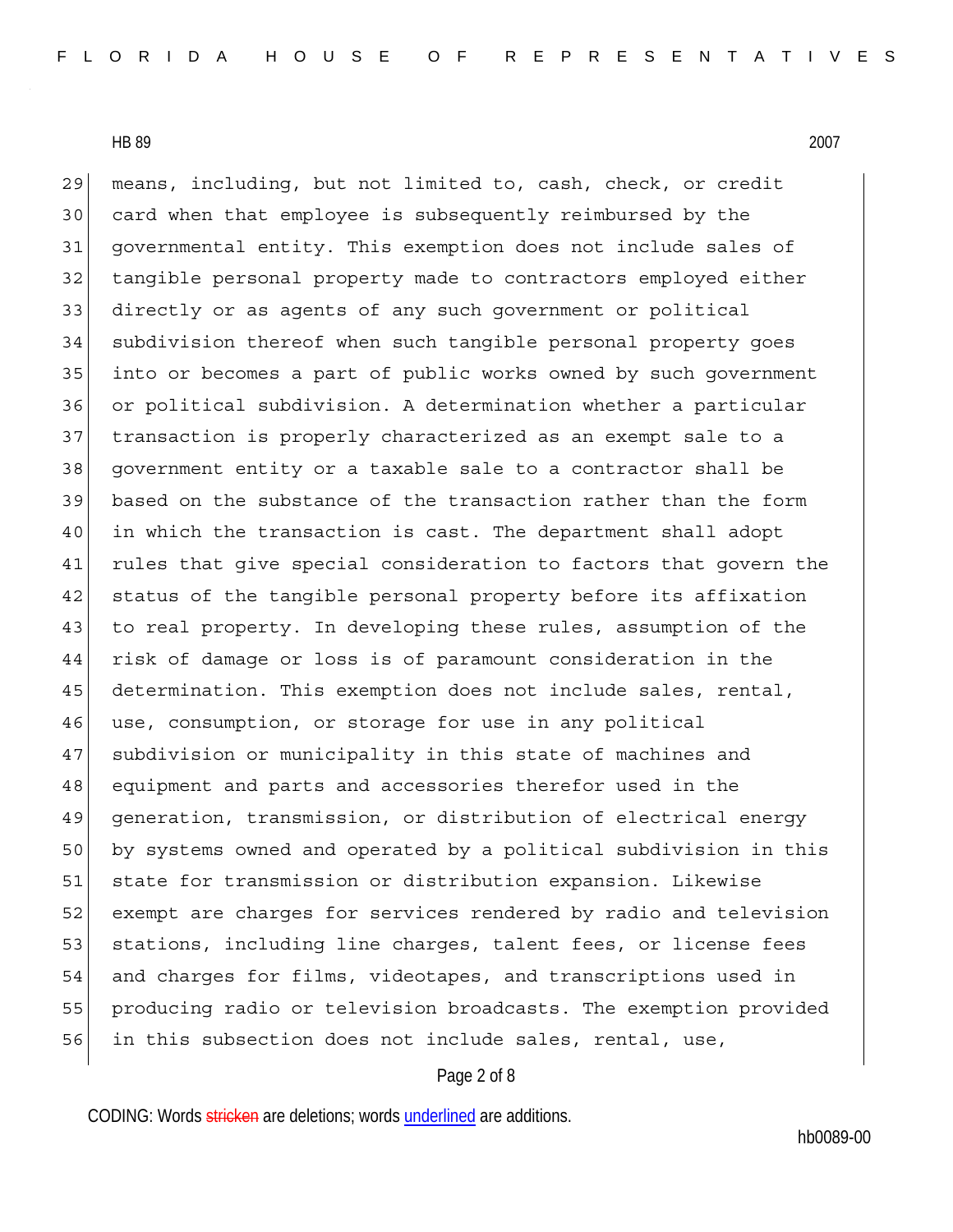means, including, but not limited to, cash, check, or credit card when that employee is subsequently reimbursed by the governmental entity. This exemption does not include sales of tangible personal property made to contractors employed either directly or as agents of any such government or political subdivision thereof when such tangible personal property goes into or becomes a part of public works owned by such government or political subdivision. A determination whether a particular transaction is properly characterized as an exempt sale to a government entity or a taxable sale to a contractor shall be based on the substance of the transaction rather than the form in which the transaction is cast. The department shall adopt rules that give special consideration to factors that govern the status of the tangible personal property before its affixation to real property. In developing these rules, assumption of the risk of damage or loss is of paramount consideration in the determination. This exemption does not include sales, rental, use, consumption, or storage for use in any political subdivision or municipality in this state of machines and equipment and parts and accessories therefor used in the generation, transmission, or distribution of electrical energy by systems owned and operated by a political subdivision in this state for transmission or distribution expansion. Likewise exempt are charges for services rendered by radio and television stations, including line charges, talent fees, or license fees and charges for films, videotapes, and transcriptions used in producing radio or television broadcasts. The exemption provided in this subsection does not include sales, rental, use,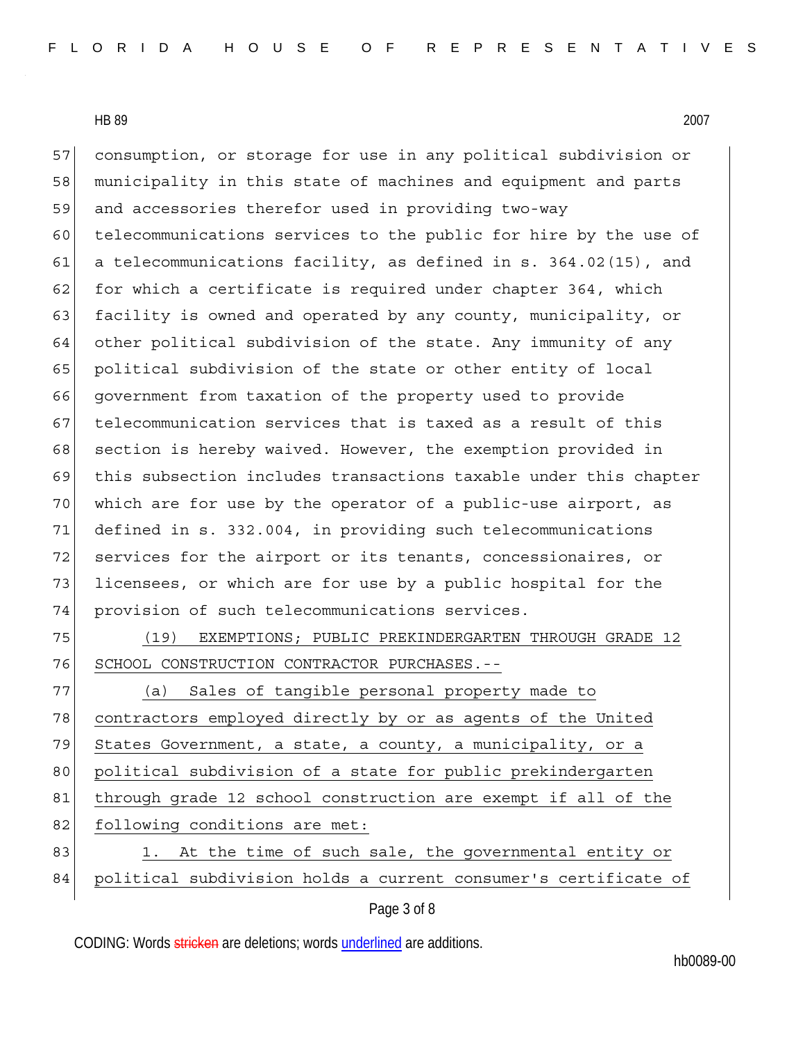consumption, or storage for use in any political subdivision or municipality in this state of machines and equipment and parts and accessories therefor used in providing two-way telecommunications services to the public for hire by the use of a telecommunications facility, as defined in s. 364.02(15), and for which a certificate is required under chapter 364, which facility is owned and operated by any county, municipality, or other political subdivision of the state. Any immunity of any political subdivision of the state or other entity of local government from taxation of the property used to provide telecommunication services that is taxed as a result of this section is hereby waived. However, the exemption provided in this subsection includes transactions taxable under this chapter which are for use by the operator of a public-use airport, as defined in s. 332.004, in providing such telecommunications services for the airport or its tenants, concessionaires, or licensees, or which are for use by a public hospital for the provision of such telecommunications services.

<u>(19) EXEMPTIONS; PUBLIC PREKINDERGARTEN THROUGH GRADE 12 SCHOOL CONSTRUCTION CONTRACTOR PURCHASES.--</u>

<u>(a) Sales of tangible personal property made to contractors employed directly by or as agents of the United States Government, a state, a county, a municipality, or a political subdivision of a state for public prekindergarten through grade 12 school construction are exempt if all of the following conditions are met:</u>

<u>1. At the time of such sale, the governmental entity or political subdivision holds a current consumer's certificate of</u>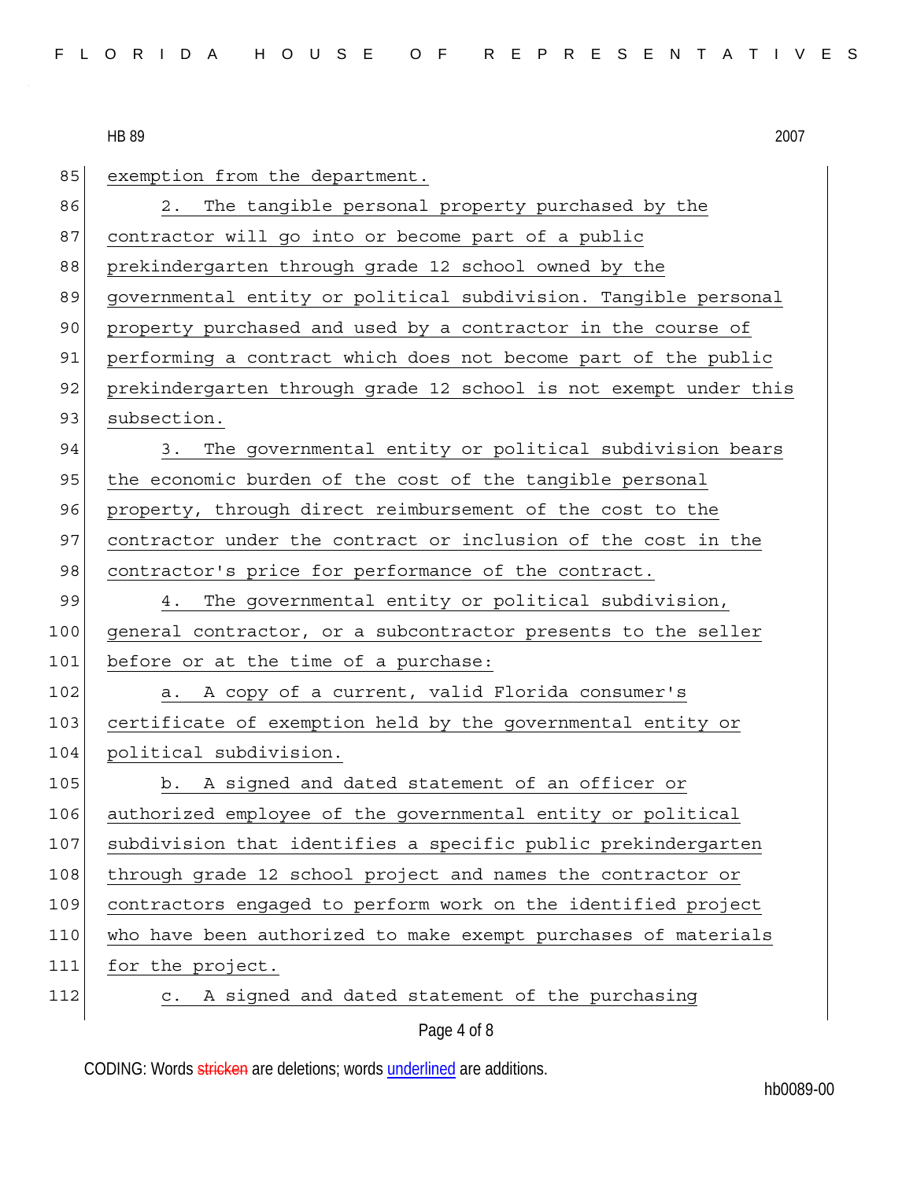exemption from the department.

2. The tangible personal property purchased by the contractor will go into or become part of a public prekindergarten through grade 12 school owned by the governmental entity or political subdivision. Tangible personal property purchased and used by a contractor in the course of performing a contract which does not become part of the public prekindergarten through grade 12 school is not exempt under this subsection.

3. The governmental entity or political subdivision bears the economic burden of the cost of the tangible personal property, through direct reimbursement of the cost to the contractor under the contract or inclusion of the cost in the contractor's price for performance of the contract.

4. The governmental entity or political subdivision, general contractor, or a subcontractor presents to the seller before or at the time of a purchase:

a. A copy of a current, valid Florida consumer's certificate of exemption held by the governmental entity or political subdivision.

b. A signed and dated statement of an officer or authorized employee of the governmental entity or political subdivision that identifies a specific public prekindergarten through grade 12 school project and names the contractor or contractors engaged to perform work on the identified project who have been authorized to make exempt purchases of materials for the project.

c. A signed and dated statement of the purchasing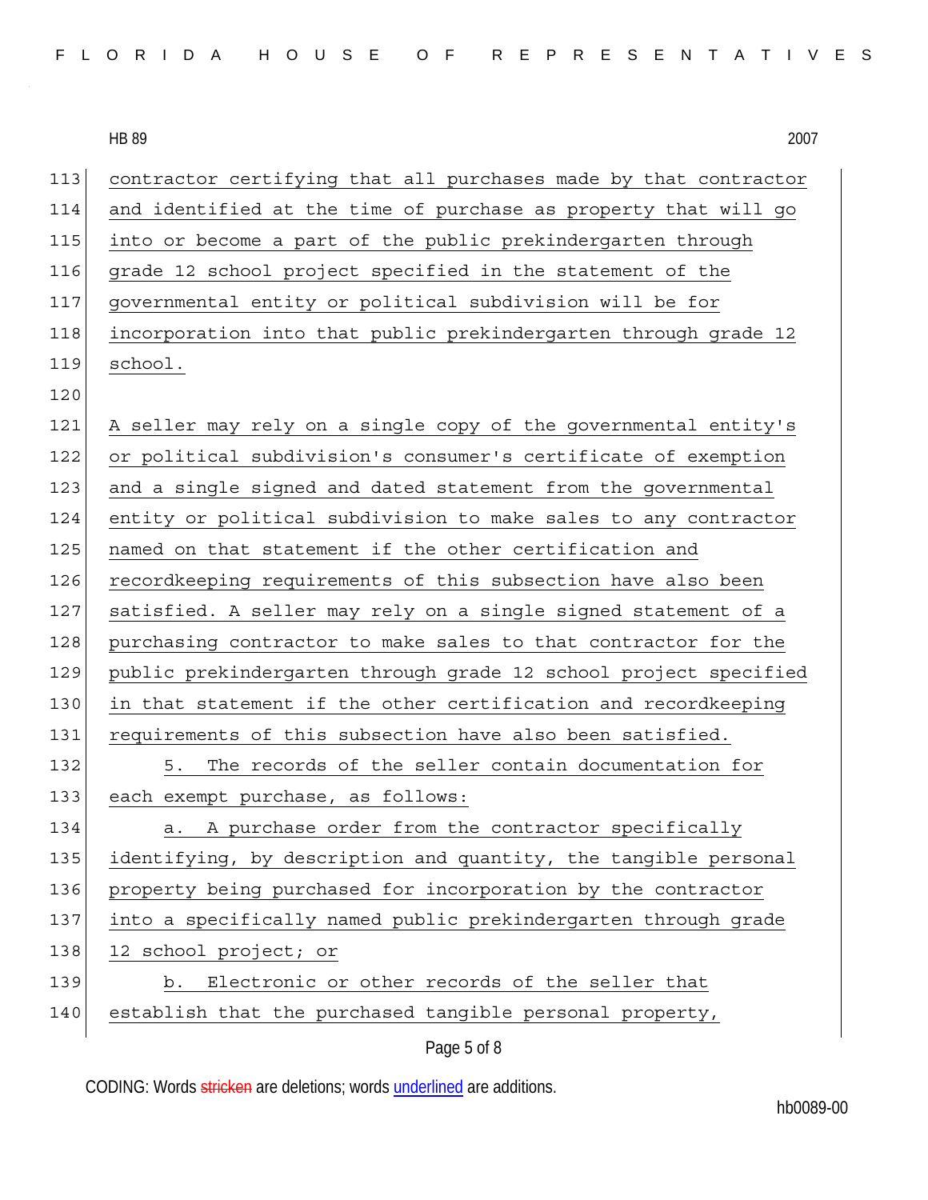contractor certifying that all purchases made by that contractor and identified at the time of purchase as property that will go into or become a part of the public prekindergarten through grade 12 school project specified in the statement of the governmental entity or political subdivision will be for incorporation into that public prekindergarten through grade 12 school.

A seller may rely on a single copy of the governmental entity's or political subdivision's consumer's certificate of exemption and a single signed and dated statement from the governmental entity or political subdivision to make sales to any contractor named on that statement if the other certification and recordkeeping requirements of this subsection have also been satisfied. A seller may rely on a single signed statement of a purchasing contractor to make sales to that contractor for the public prekindergarten through grade 12 school project specified in that statement if the other certification and recordkeeping requirements of this subsection have also been satisfied.

5. The records of the seller contain documentation for each exempt purchase, as follows:

a. A purchase order from the contractor specifically identifying, by description and quantity, the tangible personal property being purchased for incorporation by the contractor into a specifically named public prekindergarten through grade 12 school project; or

b. Electronic or other records of the seller that establish that the purchased tangible personal property,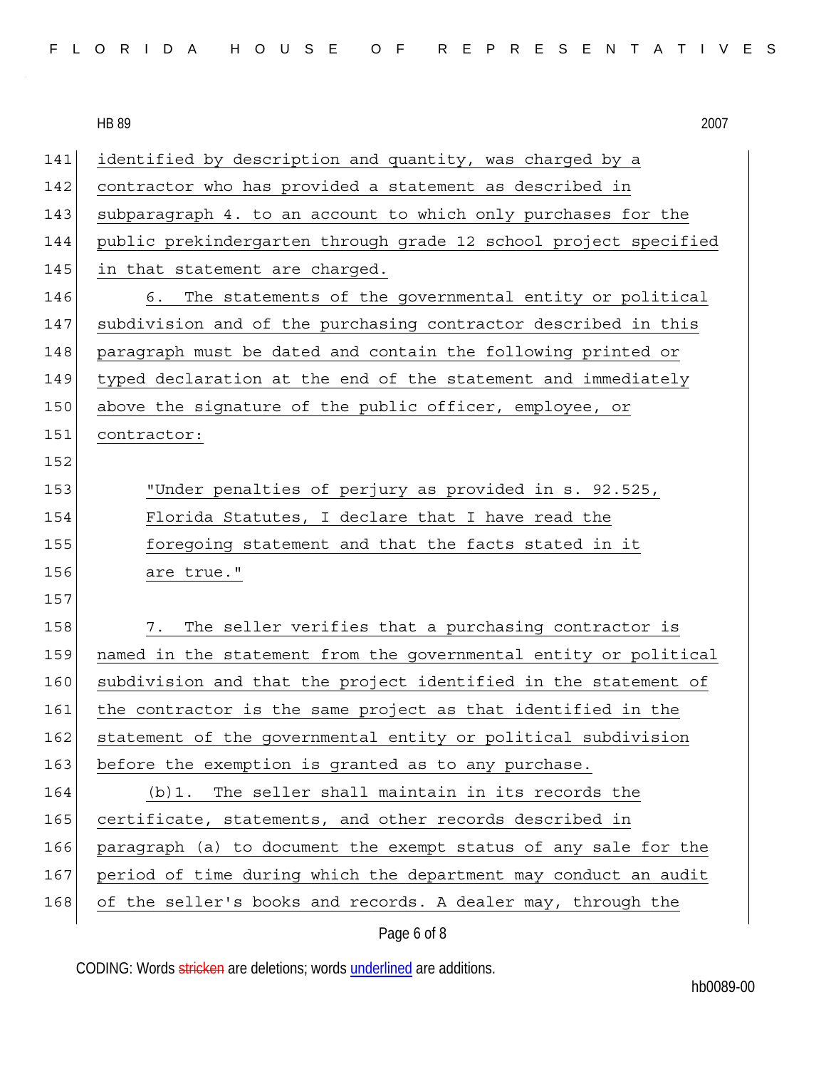identified by description and quantity, was charged by a contractor who has provided a statement as described in subparagraph 4. to an account to which only purchases for the public prekindergarten through grade 12 school project specified in that statement are charged.

6. The statements of the governmental entity or political subdivision and of the purchasing contractor described in this paragraph must be dated and contain the following printed or typed declaration at the end of the statement and immediately above the signature of the public officer, employee, or contractor:

> "Under penalties of perjury as provided in s. 92.525, Florida Statutes, I declare that I have read the foregoing statement and that the facts stated in it are true."

7. The seller verifies that a purchasing contractor is named in the statement from the governmental entity or political subdivision and that the project identified in the statement of the contractor is the same project as that identified in the statement of the governmental entity or political subdivision before the exemption is granted as to any purchase.

(b)1. The seller shall maintain in its records the certificate, statements, and other records described in paragraph (a) to document the exempt status of any sale for the period of time during which the department may conduct an audit of the seller's books and records. A dealer may, through the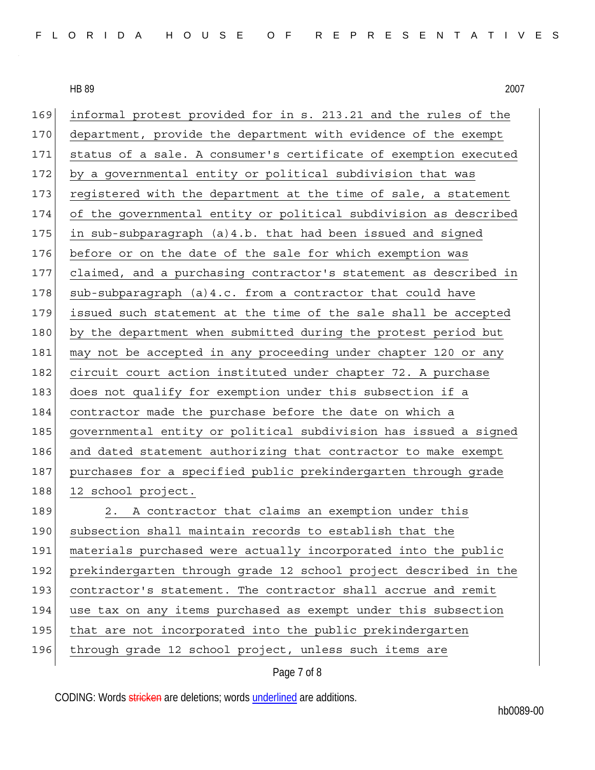HB 89 2007

informal protest provided for in s. 213.21 and the rules of the department, provide the department with evidence of the exempt status of a sale. A consumer's certificate of exemption executed by a governmental entity or political subdivision that was registered with the department at the time of sale, a statement of the governmental entity or political subdivision as described in sub-subparagraph (a)4.b. that had been issued and signed before or on the date of the sale for which exemption was claimed, and a purchasing contractor's statement as described in sub-subparagraph (a)4.c. from a contractor that could have issued such statement at the time of the sale shall be accepted by the department when submitted during the protest period but may not be accepted in any proceeding under chapter 120 or any circuit court action instituted under chapter 72. A purchase does not qualify for exemption under this subsection if a contractor made the purchase before the date on which a governmental entity or political subdivision has issued a signed and dated statement authorizing that contractor to make exempt purchases for a specified public prekindergarten through grade 12 school project.

2. A contractor that claims an exemption under this subsection shall maintain records to establish that the materials purchased were actually incorporated into the public prekindergarten through grade 12 school project described in the contractor's statement. The contractor shall accrue and remit use tax on any items purchased as exempt under this subsection that are not incorporated into the public prekindergarten through grade 12 school project, unless such items are

CODING: Words stricken are deletions; words underlined are additions.

hb0089-00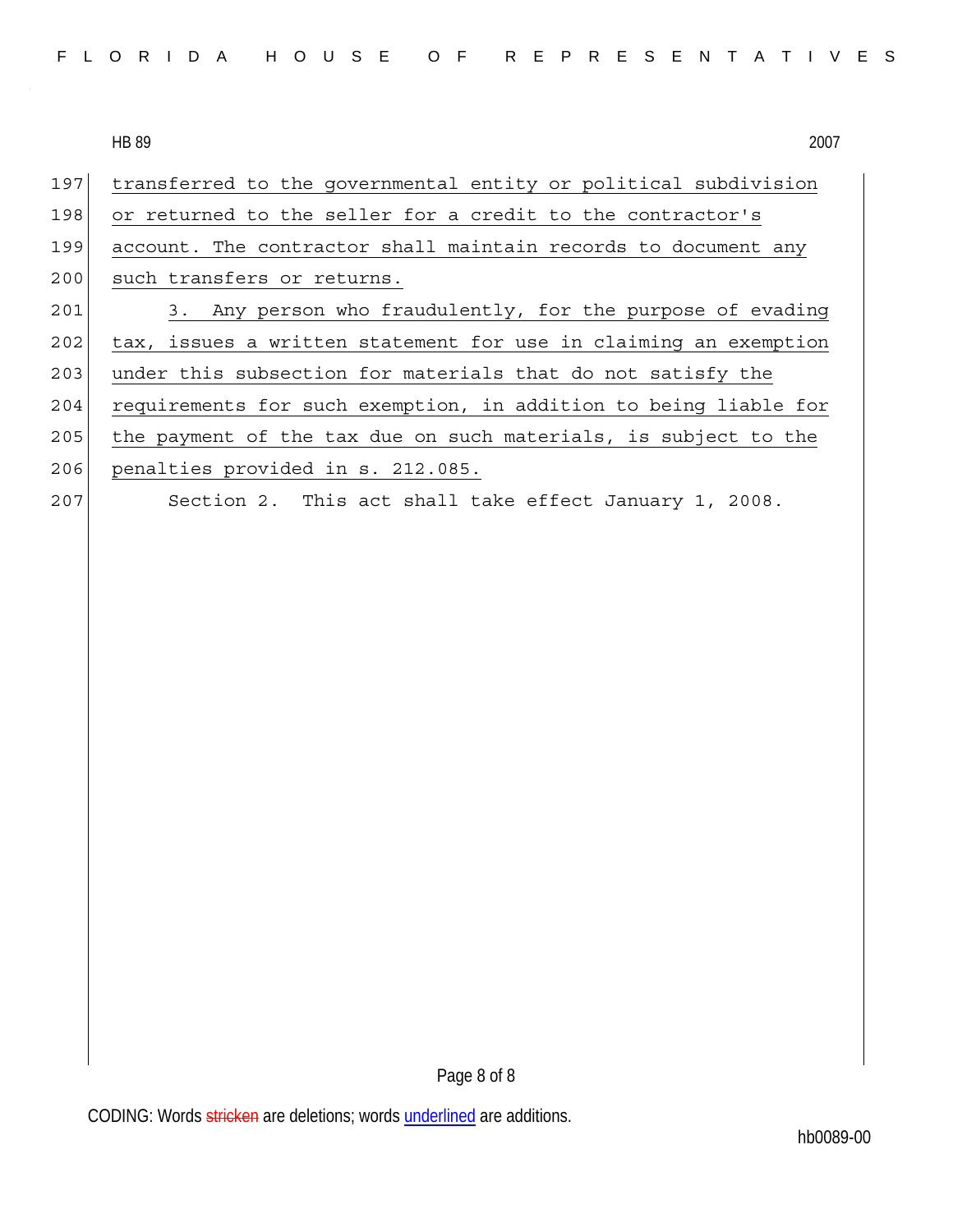transferred to the governmental entity or political subdivision or returned to the seller for a credit to the contractor's account. The contractor shall maintain records to document any such transfers or returns.

3. Any person who fraudulently, for the purpose of evading tax, issues a written statement for use in claiming an exemption under this subsection for materials that do not satisfy the requirements for such exemption, in addition to being liable for the payment of the tax due on such materials, is subject to the penalties provided in s. 212.085.

Section 2. This act shall take effect January 1, 2008.